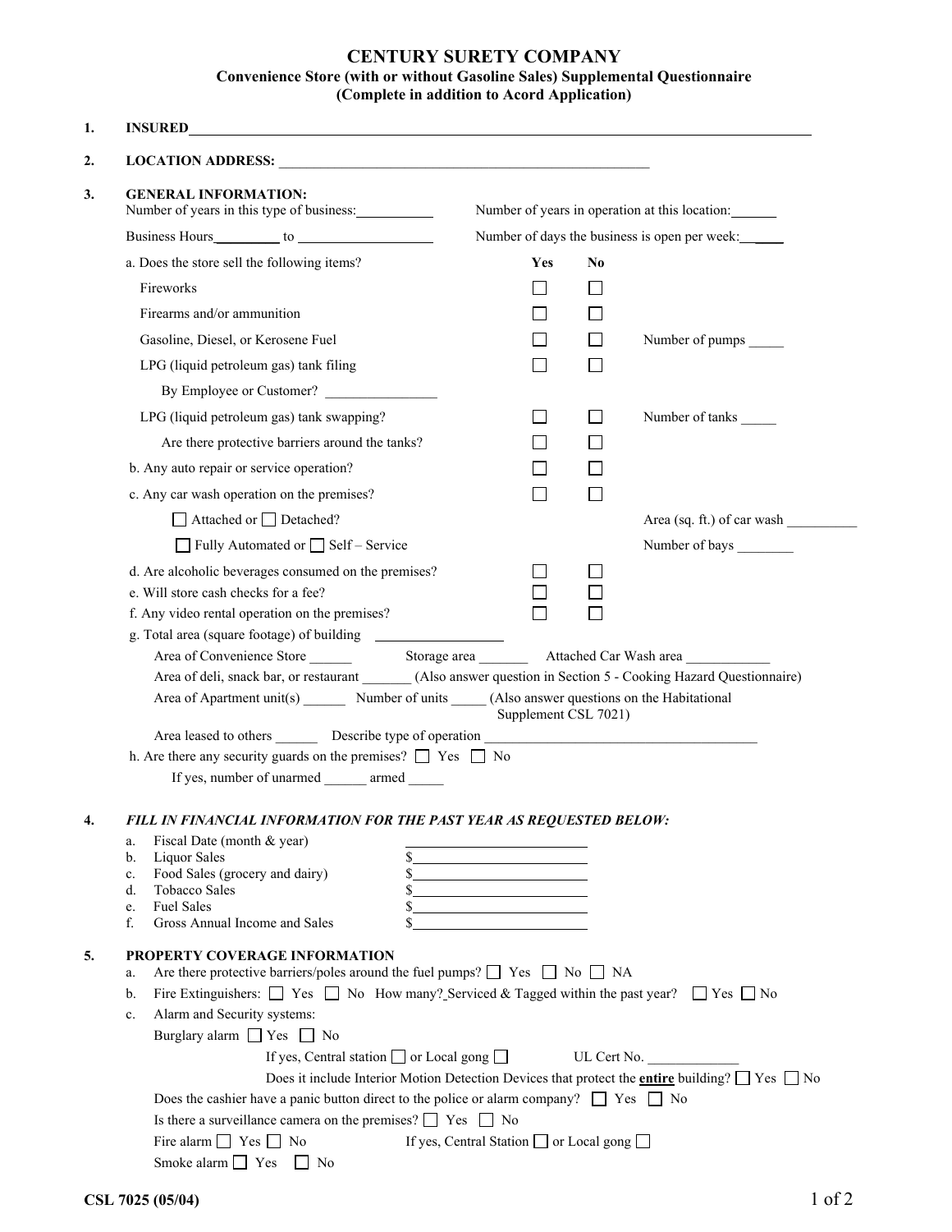# CENTURY SURETY COMPANY

## Convenience Store (with or without Gasoline Sales) Supplemental Questionnaire

### (Complete in addition to Acord Application)

**1. INSURED** ______________________________________________

**2. LOCATION ADDRESS:** ______________________________________________

**3. GENERAL INFORMATION:**

Number of years in this type of business: __________ Number of years in operation at this location: ______

Business Hours ________ to __________________ Number of days the business is open per week: ____

a. Does the store sell the following items?

| | Yes | No | |
|---|---|---|---|
| Fireworks | ☐ | ☐ | |
| Firearms and/or ammunition | ☐ | ☐ | |
| Gasoline, Diesel, or Kerosene Fuel | ☐ | ☐ | Number of pumps _____ |
| LPG (liquid petroleum gas) tank filing | ☐ | ☐ | |
| By Employee or Customer? ________________ | | | |
| LPG (liquid petroleum gas) tank swapping? | ☐ | ☐ | Number of tanks _____ |
| Are there protective barriers around the tanks? | ☐ | ☐ | |
| b. Any auto repair or service operation? | ☐ | ☐ | |
| c. Any car wash operation on the premises? | ☐ | ☐ | |
| ☐ Attached or ☐ Detached? | | | Area (sq. ft.) of car wash __________ |
| ☐ Fully Automated or ☐ Self – Service | | | Number of bays ________ |
| d. Are alcoholic beverages consumed on the premises? | ☐ | ☐ | |
| e. Will store cash checks for a fee? | ☐ | ☐ | |
| f. Any video rental operation on the premises? | ☐ | ☐ | |

g. Total area (square footage) of building ____________

Area of Convenience Store ______ Storage area _______ Attached Car Wash area ____________

Area of deli, snack bar, or restaurant _______ (Also answer question in Section 5 - Cooking Hazard Questionnaire)

Area of Apartment unit(s) ______ Number of units _____ (Also answer questions on the Habitational Supplement CSL 7021)

Area leased to others ______ Describe type of operation ______________________________________

h. Are there any security guards on the premises? ☐ Yes ☐ No

If yes, number of unarmed ______ armed _____

**4. *FILL IN FINANCIAL INFORMATION FOR THE PAST YEAR AS REQUESTED BELOW:***

a. Fiscal Date (month & year) ____________________

b. Liquor Sales $____________________

c. Food Sales (grocery and dairy) $____________________

d. Tobacco Sales $____________________

e. Fuel Sales $____________________

f. Gross Annual Income and Sales $____________________

**5. PROPERTY COVERAGE INFORMATION**

a. Are there protective barriers/poles around the fuel pumps? ☐ Yes ☐ No ☐ NA

b. Fire Extinguishers: ☐ Yes ☐ No How many? Serviced & Tagged within the past year? ☐ Yes ☐ No

c. Alarm and Security systems:

Burglary alarm ☐ Yes ☐ No

If yes, Central station ☐ or Local gong ☐ UL Cert No. _____________

Does it include Interior Motion Detection Devices that protect the **entire** building? ☐ Yes ☐ No

Does the cashier have a panic button direct to the police or alarm company? ☐ Yes ☐ No

Is there a surveillance camera on the premises? ☐ Yes ☐ No

Fire alarm ☐ Yes ☐ No If yes, Central Station ☐ or Local gong ☐

Smoke alarm ☐ Yes ☐ No

CSL 7025 (05/04)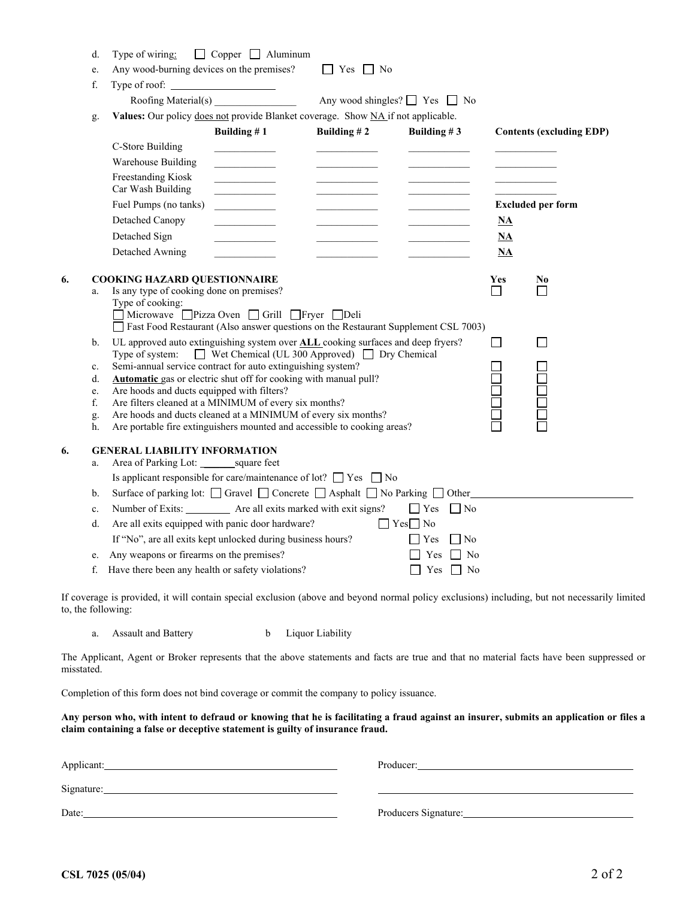d. Type of wiring: ☐ Copper ☐ Aluminum

e. Any wood-burning devices on the premises? ☐ Yes ☐ No

f. Type of roof: ____________________

Roofing Material(s) ________________ Any wood shingles? ☐ Yes ☐ No

g. **Values:** Our policy does not provide Blanket coverage. Show NA if not applicable.

| | **Building # 1** | **Building # 2** | **Building # 3** | **Contents (excluding EDP)** |
|---|---|---|---|---|
| C-Store Building | ____________ | ____________ | ____________ | ____________ |
| Warehouse Building | ____________ | ____________ | ____________ | ____________ |
| Freestanding Kiosk | ____________ | ____________ | ____________ | ____________ |
| Car Wash Building | ____________ | ____________ | ____________ | ____________ |
| Fuel Pumps (no tanks) | ____________ | ____________ | ____________ | **Excluded per form** |
| Detached Canopy | ____________ | ____________ | ____________ | NA |
| Detached Sign | ____________ | ____________ | ____________ | NA |
| Detached Awning | ____________ | ____________ | ____________ | NA |

**6. COOKING HAZARD QUESTIONNAIRE**

| | | **Yes** | **No** |
|---|---|---|---|
| a. | Is any type of cooking done on premises?<br>Type of cooking:<br>☐ Microwave ☐ Pizza Oven ☐ Grill ☐ Fryer ☐ Deli<br>☐ Fast Food Restaurant (Also answer questions on the Restaurant Supplement CSL 7003) | ☐ | ☐ |
| b. | UL approved auto extinguishing system over **ALL** cooking surfaces and deep fryers?<br>Type of system: ☐ Wet Chemical (UL 300 Approved) ☐ Dry Chemical | ☐ | ☐ |
| c. | Semi-annual service contract for auto extinguishing system? | ☐ | ☐ |
| d. | **Automatic** gas or electric shut off for cooking with manual pull? | ☐ | ☐ |
| e. | Are hoods and ducts equipped with filters? | ☐ | ☐ |
| f. | Are filters cleaned at a MINIMUM of every six months? | ☐ | ☐ |
| g. | Are hoods and ducts cleaned at a MINIMUM of every six months? | ☐ | ☐ |
| h. | Are portable fire extinguishers mounted and accessible to cooking areas? | ☐ | ☐ |

**6. GENERAL LIABILITY INFORMATION**

a. Area of Parking Lot: ______ square feet

Is applicant responsible for care/maintenance of lot? ☐ Yes ☐ No

b. Surface of parking lot: ☐ Gravel ☐ Concrete ☐ Asphalt ☐ No Parking ☐ Other________________________

c. Number of Exits: ________ Are all exits marked with exit signs? ☐ Yes ☐ No

d. Are all exits equipped with panic door hardware? ☐ Yes ☐ No

If "No", are all exits kept unlocked during business hours? ☐ Yes ☐ No

e. Any weapons or firearms on the premises? ☐ Yes ☐ No

f. Have there been any health or safety violations? ☐ Yes ☐ No

If coverage is provided, it will contain special exclusion (above and beyond normal policy exclusions) including, but not necessarily limited to, the following:

a. Assault and Battery b Liquor Liability

The Applicant, Agent or Broker represents that the above statements and facts are true and that no material facts have been suppressed or misstated.

Completion of this form does not bind coverage or commit the company to policy issuance.

**Any person who, with intent to defraud or knowing that he is facilitating a fraud against an insurer, submits an application or files a claim containing a false or deceptive statement is guilty of insurance fraud.**

Applicant:______________________________ Producer:______________________________

Signature:______________________________ ______________________________

Date:______________________________ Producers Signature:______________________________

CSL 7025 (05/04)